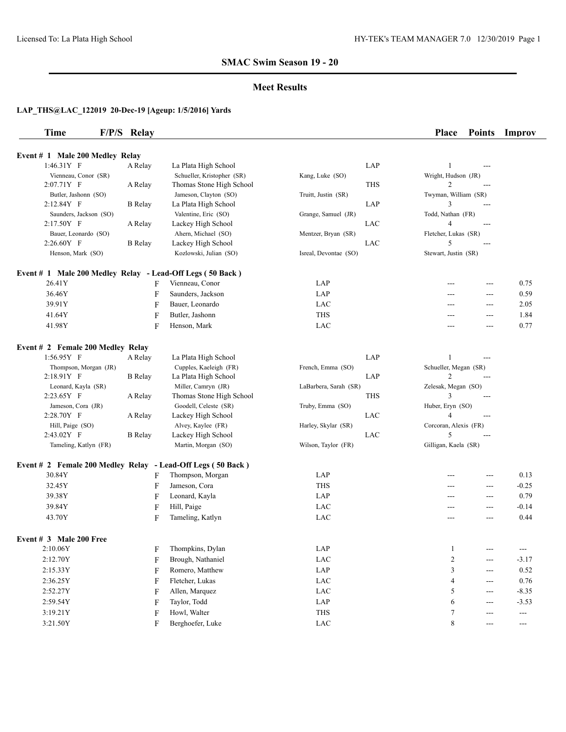## SMAC Swim Season 19 - 20

### Meet Results

**LAP_THS@LAC_122019 20-Dec-19 [Ageup: 1/5/2016] Yards**

| Time | F/P/S | Relay | | | | Place | Points | Improv |
|---|---|---|---|---|---|---|---|---|

**Event # 1 Male 200 Medley Relay**

| Time | F/P/S | Relay | Team | | | Place | Points | Improv |
|---|---|---|---|---|---|---|---|---|
| 1:46.31Y | F | A Relay | La Plata High School | | LAP | 1 | --- | |
| Vienneau, Conor (SR) | | | Schueller, Kristopher (SR) | Kang, Luke (SO) | | Wright, Hudson (JR) | | |
| 2:07.71Y | F | A Relay | Thomas Stone High School | | THS | 2 | --- | |
| Butler, Jashonn (SO) | | | Jameson, Clayton (SO) | Truitt, Justin (SR) | | Twyman, William (SR) | | |
| 2:12.84Y | F | B Relay | La Plata High School | | LAP | 3 | --- | |
| Saunders, Jackson (SO) | | | Valentine, Eric (SO) | Grange, Samuel (JR) | | Todd, Nathan (FR) | | |
| 2:17.50Y | F | A Relay | Lackey High School | | LAC | 4 | --- | |
| Bauer, Leonardo (SO) | | | Ahern, Michael (SO) | Mentzer, Bryan (SR) | | Fletcher, Lukas (SR) | | |
| 2:26.60Y | F | B Relay | Lackey High School | | LAC | 5 | --- | |
| Henson, Mark (SO) | | | Kozlowski, Julian (SO) | Isreal, Devontae (SO) | | Stewart, Justin (SR) | | |

**Event # 1 Male 200 Medley Relay - Lead-Off Legs ( 50 Back )**

| Time | F/P/S | Name | Team | Place | Points | Improv |
|---|---|---|---|---|---|---|
| 26.41Y | F | Vienneau, Conor | LAP | --- | --- | 0.75 |
| 36.46Y | F | Saunders, Jackson | LAP | --- | --- | 0.59 |
| 39.91Y | F | Bauer, Leonardo | LAC | --- | --- | 2.05 |
| 41.64Y | F | Butler, Jashonn | THS | --- | --- | 1.84 |
| 41.98Y | F | Henson, Mark | LAC | --- | --- | 0.77 |

**Event # 2 Female 200 Medley Relay**

| Time | F/P/S | Relay | Team | | | Place | Points | Improv |
|---|---|---|---|---|---|---|---|---|
| 1:56.95Y | F | A Relay | La Plata High School | | LAP | 1 | --- | |
| Thompson, Morgan (JR) | | | Cupples, Kaeleigh (FR) | French, Emma (SO) | | Schueller, Megan (SR) | | |
| 2:18.91Y | F | B Relay | La Plata High School | | LAP | 2 | --- | |
| Leonard, Kayla (SR) | | | Miller, Camryn (JR) | LaBarbera, Sarah (SR) | | Zelesak, Megan (SO) | | |
| 2:23.65Y | F | A Relay | Thomas Stone High School | | THS | 3 | --- | |
| Jameson, Cora (JR) | | | Goodell, Celeste (SR) | Truby, Emma (SO) | | Huber, Eryn (SO) | | |
| 2:28.70Y | F | A Relay | Lackey High School | | LAC | 4 | --- | |
| Hill, Paige (SO) | | | Alvey, Kaylee (FR) | Harley, Skylar (SR) | | Corcoran, Alexis (FR) | | |
| 2:43.02Y | F | B Relay | Lackey High School | | LAC | 5 | --- | |
| Tameling, Katlyn (FR) | | | Martin, Morgan (SO) | Wilson, Taylor (FR) | | Gilligan, Kaela (SR) | | |

**Event # 2 Female 200 Medley Relay - Lead-Off Legs ( 50 Back )**

| Time | F/P/S | Name | Team | Place | Points | Improv |
|---|---|---|---|---|---|---|
| 30.84Y | F | Thompson, Morgan | LAP | --- | --- | 0.13 |
| 32.45Y | F | Jameson, Cora | THS | --- | --- | -0.25 |
| 39.38Y | F | Leonard, Kayla | LAP | --- | --- | 0.79 |
| 39.84Y | F | Hill, Paige | LAC | --- | --- | -0.14 |
| 43.70Y | F | Tameling, Katlyn | LAC | --- | --- | 0.44 |

**Event # 3 Male 200 Free**

| Time | F/P/S | Name | Team | Place | Points | Improv |
|---|---|---|---|---|---|---|
| 2:10.06Y | F | Thompkins, Dylan | LAP | 1 | --- | --- |
| 2:12.70Y | F | Brough, Nathaniel | LAC | 2 | --- | -3.17 |
| 2:15.33Y | F | Romero, Matthew | LAP | 3 | --- | 0.52 |
| 2:36.25Y | F | Fletcher, Lukas | LAC | 4 | --- | 0.76 |
| 2:52.27Y | F | Allen, Marquez | LAC | 5 | --- | -8.35 |
| 2:59.54Y | F | Taylor, Todd | LAP | 6 | --- | -3.53 |
| 3:19.21Y | F | Howl, Walter | THS | 7 | --- | --- |
| 3:21.50Y | F | Berghoefer, Luke | LAC | 8 | --- | --- |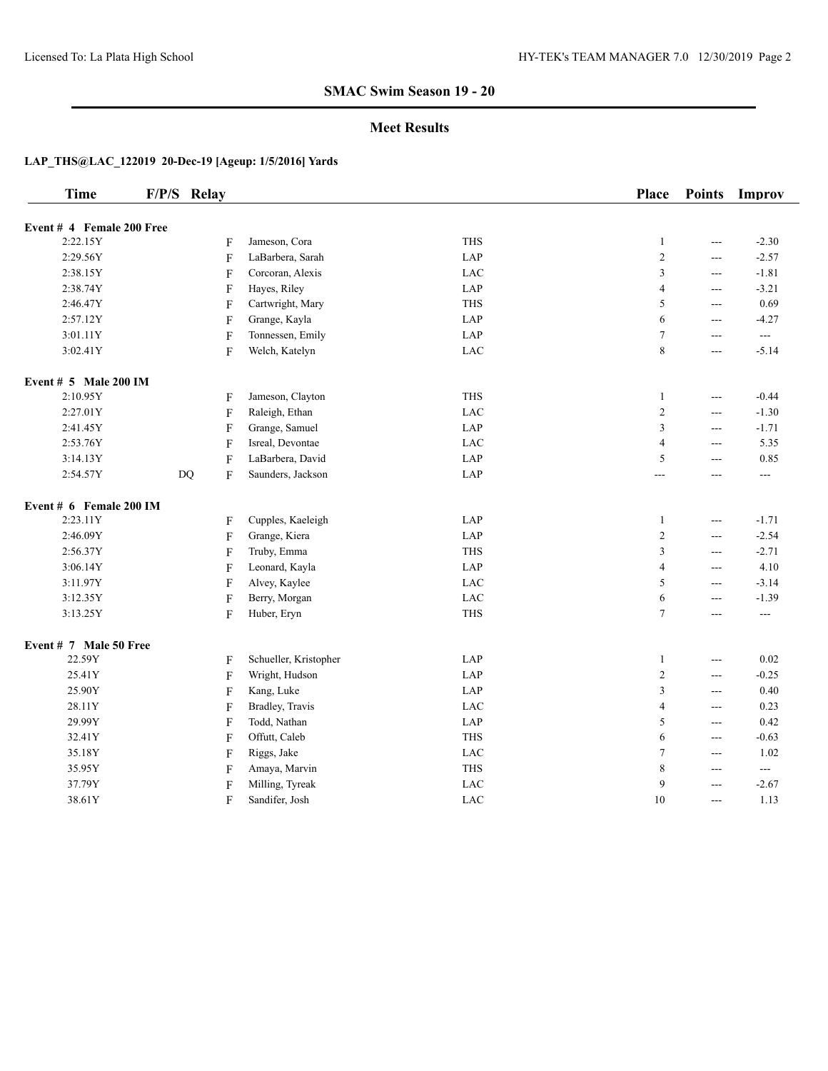## SMAC Swim Season 19 - 20

### Meet Results

**LAP_THS@LAC_122019 20-Dec-19 [Ageup: 1/5/2016] Yards**

| Time | F/P/S | Relay | | | Place | Points | Improv |
|---|---|---|---|---|---|---|---|
| **Event # 4 Female 200 Free** | | | | | | | |
| 2:22.15Y | | F | Jameson, Cora | THS | 1 | --- | -2.30 |
| 2:29.56Y | | F | LaBarbera, Sarah | LAP | 2 | --- | -2.57 |
| 2:38.15Y | | F | Corcoran, Alexis | LAC | 3 | --- | -1.81 |
| 2:38.74Y | | F | Hayes, Riley | LAP | 4 | --- | -3.21 |
| 2:46.47Y | | F | Cartwright, Mary | THS | 5 | --- | 0.69 |
| 2:57.12Y | | F | Grange, Kayla | LAP | 6 | --- | -4.27 |
| 3:01.11Y | | F | Tonnessen, Emily | LAP | 7 | --- | --- |
| 3:02.41Y | | F | Welch, Katelyn | LAC | 8 | --- | -5.14 |
| **Event # 5 Male 200 IM** | | | | | | | |
| 2:10.95Y | | F | Jameson, Clayton | THS | 1 | --- | -0.44 |
| 2:27.01Y | | F | Raleigh, Ethan | LAC | 2 | --- | -1.30 |
| 2:41.45Y | | F | Grange, Samuel | LAP | 3 | --- | -1.71 |
| 2:53.76Y | | F | Isreal, Devontae | LAC | 4 | --- | 5.35 |
| 3:14.13Y | | F | LaBarbera, David | LAP | 5 | --- | 0.85 |
| 2:54.57Y | DQ | F | Saunders, Jackson | LAP | --- | --- | --- |
| **Event # 6 Female 200 IM** | | | | | | | |
| 2:23.11Y | | F | Cupples, Kaeleigh | LAP | 1 | --- | -1.71 |
| 2:46.09Y | | F | Grange, Kiera | LAP | 2 | --- | -2.54 |
| 2:56.37Y | | F | Truby, Emma | THS | 3 | --- | -2.71 |
| 3:06.14Y | | F | Leonard, Kayla | LAP | 4 | --- | 4.10 |
| 3:11.97Y | | F | Alvey, Kaylee | LAC | 5 | --- | -3.14 |
| 3:12.35Y | | F | Berry, Morgan | LAC | 6 | --- | -1.39 |
| 3:13.25Y | | F | Huber, Eryn | THS | 7 | --- | --- |
| **Event # 7 Male 50 Free** | | | | | | | |
| 22.59Y | | F | Schueller, Kristopher | LAP | 1 | --- | 0.02 |
| 25.41Y | | F | Wright, Hudson | LAP | 2 | --- | -0.25 |
| 25.90Y | | F | Kang, Luke | LAP | 3 | --- | 0.40 |
| 28.11Y | | F | Bradley, Travis | LAC | 4 | --- | 0.23 |
| 29.99Y | | F | Todd, Nathan | LAP | 5 | --- | 0.42 |
| 32.41Y | | F | Offutt, Caleb | THS | 6 | --- | -0.63 |
| 35.18Y | | F | Riggs, Jake | LAC | 7 | --- | 1.02 |
| 35.95Y | | F | Amaya, Marvin | THS | 8 | --- | --- |
| 37.79Y | | F | Milling, Tyreak | LAC | 9 | --- | -2.67 |
| 38.61Y | | F | Sandifer, Josh | LAC | 10 | --- | 1.13 |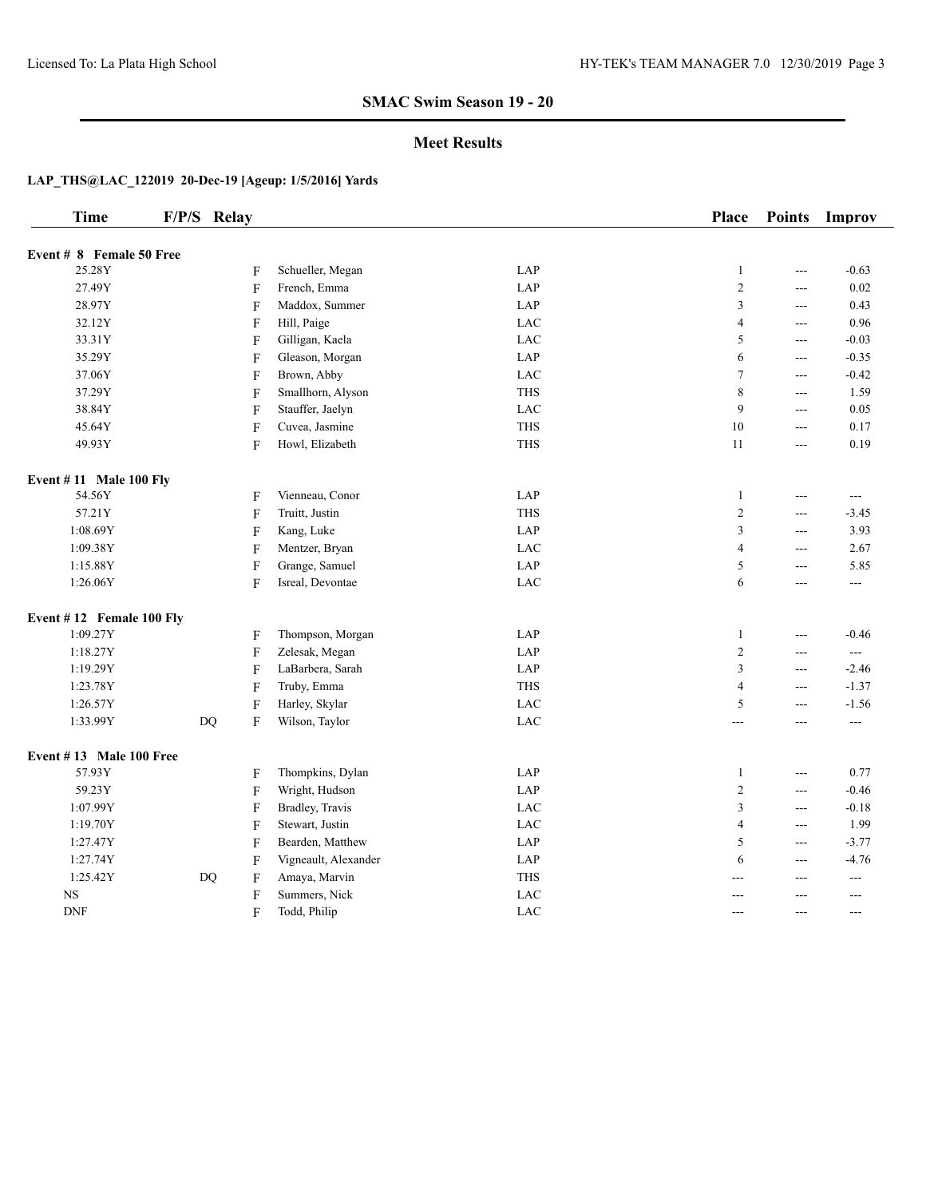## SMAC Swim Season 19 - 20

### Meet Results

**LAP_THS@LAC_122019 20-Dec-19 [Ageup: 1/5/2016] Yards**

| Time | F/P/S | Relay | Name | Team | Place | Points | Improv |
|---|---|---|---|---|---|---|---|
| **Event # 8 Female 50 Free** | | | | | | | |
| 25.28Y | | F | Schueller, Megan | LAP | 1 | --- | -0.63 |
| 27.49Y | | F | French, Emma | LAP | 2 | --- | 0.02 |
| 28.97Y | | F | Maddox, Summer | LAP | 3 | --- | 0.43 |
| 32.12Y | | F | Hill, Paige | LAC | 4 | --- | 0.96 |
| 33.31Y | | F | Gilligan, Kaela | LAC | 5 | --- | -0.03 |
| 35.29Y | | F | Gleason, Morgan | LAP | 6 | --- | -0.35 |
| 37.06Y | | F | Brown, Abby | LAC | 7 | --- | -0.42 |
| 37.29Y | | F | Smallhorn, Alyson | THS | 8 | --- | 1.59 |
| 38.84Y | | F | Stauffer, Jaelyn | LAC | 9 | --- | 0.05 |
| 45.64Y | | F | Cuvea, Jasmine | THS | 10 | --- | 0.17 |
| 49.93Y | | F | Howl, Elizabeth | THS | 11 | --- | 0.19 |
| **Event # 11 Male 100 Fly** | | | | | | | |
| 54.56Y | | F | Vienneau, Conor | LAP | 1 | --- | --- |
| 57.21Y | | F | Truitt, Justin | THS | 2 | --- | -3.45 |
| 1:08.69Y | | F | Kang, Luke | LAP | 3 | --- | 3.93 |
| 1:09.38Y | | F | Mentzer, Bryan | LAC | 4 | --- | 2.67 |
| 1:15.88Y | | F | Grange, Samuel | LAP | 5 | --- | 5.85 |
| 1:26.06Y | | F | Isreal, Devontae | LAC | 6 | --- | --- |
| **Event # 12 Female 100 Fly** | | | | | | | |
| 1:09.27Y | | F | Thompson, Morgan | LAP | 1 | --- | -0.46 |
| 1:18.27Y | | F | Zelesak, Megan | LAP | 2 | --- | --- |
| 1:19.29Y | | F | LaBarbera, Sarah | LAP | 3 | --- | -2.46 |
| 1:23.78Y | | F | Truby, Emma | THS | 4 | --- | -1.37 |
| 1:26.57Y | | F | Harley, Skylar | LAC | 5 | --- | -1.56 |
| 1:33.99Y | DQ | F | Wilson, Taylor | LAC | --- | --- | --- |
| **Event # 13 Male 100 Free** | | | | | | | |
| 57.93Y | | F | Thompkins, Dylan | LAP | 1 | --- | 0.77 |
| 59.23Y | | F | Wright, Hudson | LAP | 2 | --- | -0.46 |
| 1:07.99Y | | F | Bradley, Travis | LAC | 3 | --- | -0.18 |
| 1:19.70Y | | F | Stewart, Justin | LAC | 4 | --- | 1.99 |
| 1:27.47Y | | F | Bearden, Matthew | LAP | 5 | --- | -3.77 |
| 1:27.74Y | | F | Vigneault, Alexander | LAP | 6 | --- | -4.76 |
| 1:25.42Y | DQ | F | Amaya, Marvin | THS | --- | --- | --- |
| NS | | F | Summers, Nick | LAC | --- | --- | --- |
| DNF | | F | Todd, Philip | LAC | --- | --- | --- |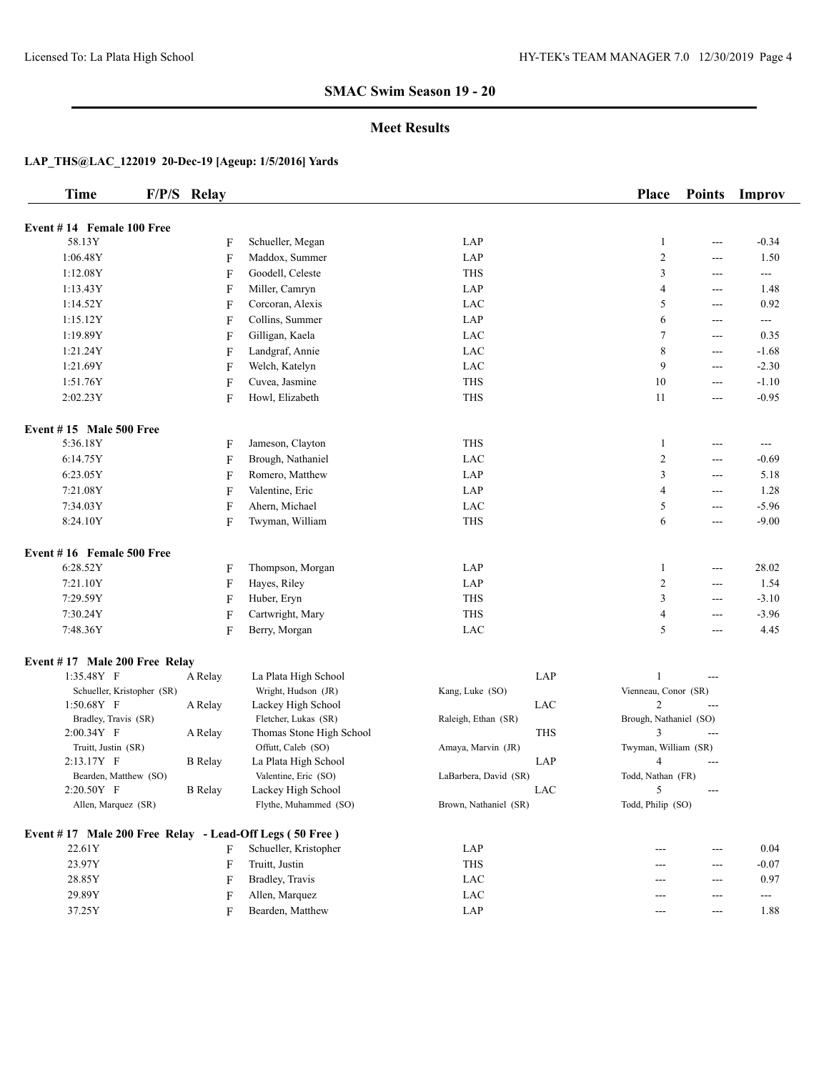## SMAC Swim Season 19 - 20

### Meet Results

**LAP_THS@LAC_122019 20-Dec-19 [Ageup: 1/5/2016] Yards**

| Time | F/P/S | Relay | Name | Team | Place | Points | Improv |
|---|---|---|---|---|---|---|---|
| **Event # 14 Female 100 Free** | | | | | | | |
| 58.13Y | F | | Schueller, Megan | LAP | 1 | --- | -0.34 |
| 1:06.48Y | F | | Maddox, Summer | LAP | 2 | --- | 1.50 |
| 1:12.08Y | F | | Goodell, Celeste | THS | 3 | --- | --- |
| 1:13.43Y | F | | Miller, Camryn | LAP | 4 | --- | 1.48 |
| 1:14.52Y | F | | Corcoran, Alexis | LAC | 5 | --- | 0.92 |
| 1:15.12Y | F | | Collins, Summer | LAP | 6 | --- | --- |
| 1:19.89Y | F | | Gilligan, Kaela | LAC | 7 | --- | 0.35 |
| 1:21.24Y | F | | Landgraf, Annie | LAC | 8 | --- | -1.68 |
| 1:21.69Y | F | | Welch, Katelyn | LAC | 9 | --- | -2.30 |
| 1:51.76Y | F | | Cuvea, Jasmine | THS | 10 | --- | -1.10 |
| 2:02.23Y | F | | Howl, Elizabeth | THS | 11 | --- | -0.95 |
| **Event # 15 Male 500 Free** | | | | | | | |
| 5:36.18Y | F | | Jameson, Clayton | THS | 1 | --- | --- |
| 6:14.75Y | F | | Brough, Nathaniel | LAC | 2 | --- | -0.69 |
| 6:23.05Y | F | | Romero, Matthew | LAP | 3 | --- | 5.18 |
| 7:21.08Y | F | | Valentine, Eric | LAP | 4 | --- | 1.28 |
| 7:34.03Y | F | | Ahern, Michael | LAC | 5 | --- | -5.96 |
| 8:24.10Y | F | | Twyman, William | THS | 6 | --- | -9.00 |
| **Event # 16 Female 500 Free** | | | | | | | |
| 6:28.52Y | F | | Thompson, Morgan | LAP | 1 | --- | 28.02 |
| 7:21.10Y | F | | Hayes, Riley | LAP | 2 | --- | 1.54 |
| 7:29.59Y | F | | Huber, Eryn | THS | 3 | --- | -3.10 |
| 7:30.24Y | F | | Cartwright, Mary | THS | 4 | --- | -3.96 |
| 7:48.36Y | F | | Berry, Morgan | LAC | 5 | --- | 4.45 |

**Event # 17 Male 200 Free Relay**

| Time | F/P/S | Relay | Team | Code | Place | Points |
|---|---|---|---|---|---|---|
| 1:35.48Y | F | A Relay | La Plata High School | LAP | 1 | --- |
| | | | Schueller, Kristopher (SR); Wright, Hudson (JR); Kang, Luke (SO); Vienneau, Conor (SR) | | | |
| 1:50.68Y | F | A Relay | Lackey High School | LAC | 2 | --- |
| | | | Bradley, Travis (SR); Fletcher, Lukas (SR); Raleigh, Ethan (SR); Brough, Nathaniel (SO) | | | |
| 2:00.34Y | F | A Relay | Thomas Stone High School | THS | 3 | --- |
| | | | Truitt, Justin (SR); Offutt, Caleb (SO); Amaya, Marvin (JR); Twyman, William (SR) | | | |
| 2:13.17Y | F | B Relay | La Plata High School | LAP | 4 | --- |
| | | | Bearden, Matthew (SO); Valentine, Eric (SO); LaBarbera, David (SR); Todd, Nathan (FR) | | | |
| 2:20.50Y | F | B Relay | Lackey High School | LAC | 5 | --- |
| | | | Allen, Marquez (SR); Flythe, Muhammed (SO); Brown, Nathaniel (SR); Todd, Philip (SO) | | | |

**Event # 17 Male 200 Free Relay - Lead-Off Legs ( 50 Free )**

| Time | F/P/S | Name | Team | Place | Points | Improv |
|---|---|---|---|---|---|---|
| 22.61Y | F | Schueller, Kristopher | LAP | --- | --- | 0.04 |
| 23.97Y | F | Truitt, Justin | THS | --- | --- | -0.07 |
| 28.85Y | F | Bradley, Travis | LAC | --- | --- | 0.97 |
| 29.89Y | F | Allen, Marquez | LAC | --- | --- | --- |
| 37.25Y | F | Bearden, Matthew | LAP | --- | --- | 1.88 |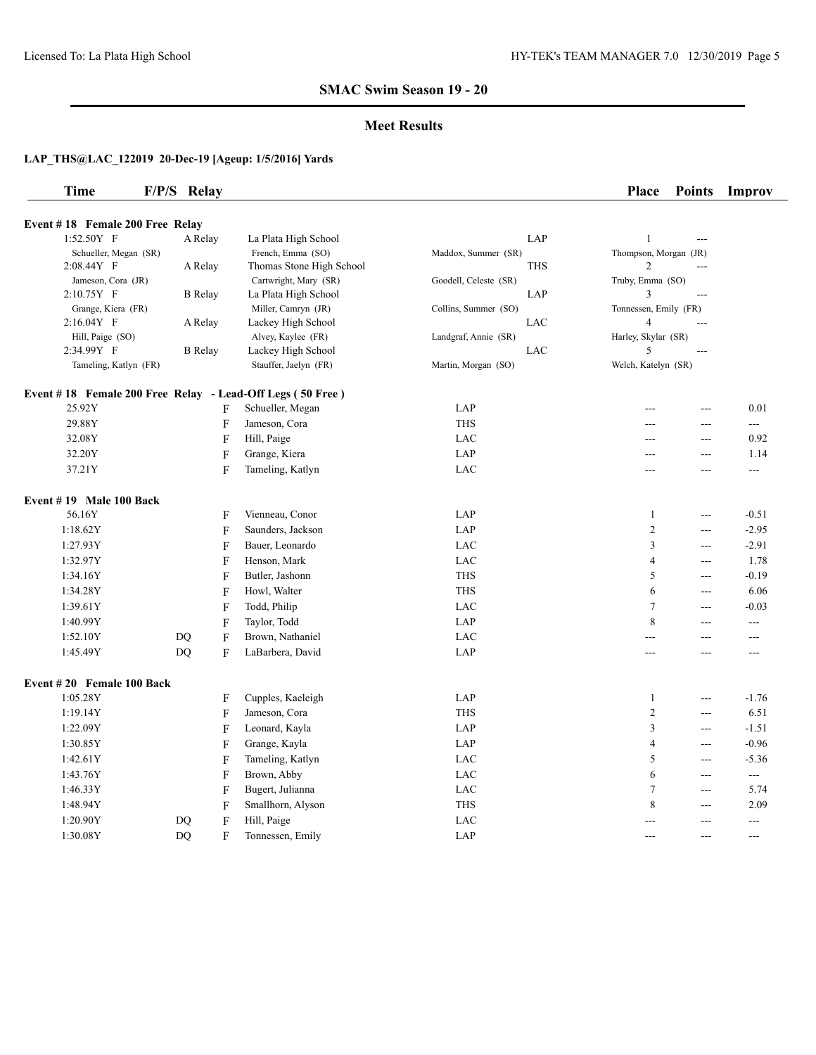## SMAC Swim Season 19 - 20

### Meet Results

**LAP_THS@LAC_122019 20-Dec-19 [Ageup: 1/5/2016] Yards**

**Event # 18 Female 200 Free Relay**

| Time | F/P/S | Relay | | | | Place | Points | Improv |
|---|---|---|---|---|---|---|---|---|
| 1:52.50Y F | | A Relay | La Plata High School | | LAP | 1 | --- | |
| Schueller, Megan (SR) | | | French, Emma (SO) | Maddox, Summer (SR) | | Thompson, Morgan (JR) | | |
| 2:08.44Y F | | A Relay | Thomas Stone High School | | THS | 2 | --- | |
| Jameson, Cora (JR) | | | Cartwright, Mary (SR) | Goodell, Celeste (SR) | | Truby, Emma (SO) | | |
| 2:10.75Y F | | B Relay | La Plata High School | | LAP | 3 | --- | |
| Grange, Kiera (FR) | | | Miller, Camryn (JR) | Collins, Summer (SO) | | Tonnessen, Emily (FR) | | |
| 2:16.04Y F | | A Relay | Lackey High School | | LAC | 4 | --- | |
| Hill, Paige (SO) | | | Alvey, Kaylee (FR) | Landgraf, Annie (SR) | | Harley, Skylar (SR) | | |
| 2:34.99Y F | | B Relay | Lackey High School | | LAC | 5 | --- | |
| Tameling, Katlyn (FR) | | | Stauffer, Jaelyn (FR) | Martin, Morgan (SO) | | Welch, Katelyn (SR) | | |

**Event # 18 Female 200 Free Relay - Lead-Off Legs ( 50 Free )**

| Time | | F/P/S | Name | Team | Place | Points | Improv |
|---|---|---|---|---|---|---|---|
| 25.92Y | | F | Schueller, Megan | LAP | --- | --- | 0.01 |
| 29.88Y | | F | Jameson, Cora | THS | --- | --- | --- |
| 32.08Y | | F | Hill, Paige | LAC | --- | --- | 0.92 |
| 32.20Y | | F | Grange, Kiera | LAP | --- | --- | 1.14 |
| 37.21Y | | F | Tameling, Katlyn | LAC | --- | --- | --- |

**Event # 19 Male 100 Back**

| Time | | F/P/S | Name | Team | Place | Points | Improv |
|---|---|---|---|---|---|---|---|
| 56.16Y | | F | Vienneau, Conor | LAP | 1 | --- | -0.51 |
| 1:18.62Y | | F | Saunders, Jackson | LAP | 2 | --- | -2.95 |
| 1:27.93Y | | F | Bauer, Leonardo | LAC | 3 | --- | -2.91 |
| 1:32.97Y | | F | Henson, Mark | LAC | 4 | --- | 1.78 |
| 1:34.16Y | | F | Butler, Jashonn | THS | 5 | --- | -0.19 |
| 1:34.28Y | | F | Howl, Walter | THS | 6 | --- | 6.06 |
| 1:39.61Y | | F | Todd, Philip | LAC | 7 | --- | -0.03 |
| 1:40.99Y | | F | Taylor, Todd | LAP | 8 | --- | --- |
| 1:52.10Y | DQ | F | Brown, Nathaniel | LAC | --- | --- | --- |
| 1:45.49Y | DQ | F | LaBarbera, David | LAP | --- | --- | --- |

**Event # 20 Female 100 Back**

| Time | | F/P/S | Name | Team | Place | Points | Improv |
|---|---|---|---|---|---|---|---|
| 1:05.28Y | | F | Cupples, Kaeleigh | LAP | 1 | --- | -1.76 |
| 1:19.14Y | | F | Jameson, Cora | THS | 2 | --- | 6.51 |
| 1:22.09Y | | F | Leonard, Kayla | LAP | 3 | --- | -1.51 |
| 1:30.85Y | | F | Grange, Kayla | LAP | 4 | --- | -0.96 |
| 1:42.61Y | | F | Tameling, Katlyn | LAC | 5 | --- | -5.36 |
| 1:43.76Y | | F | Brown, Abby | LAC | 6 | --- | --- |
| 1:46.33Y | | F | Bugert, Julianna | LAC | 7 | --- | 5.74 |
| 1:48.94Y | | F | Smallhorn, Alyson | THS | 8 | --- | 2.09 |
| 1:20.90Y | DQ | F | Hill, Paige | LAC | --- | --- | --- |
| 1:30.08Y | DQ | F | Tonnessen, Emily | LAP | --- | --- | --- |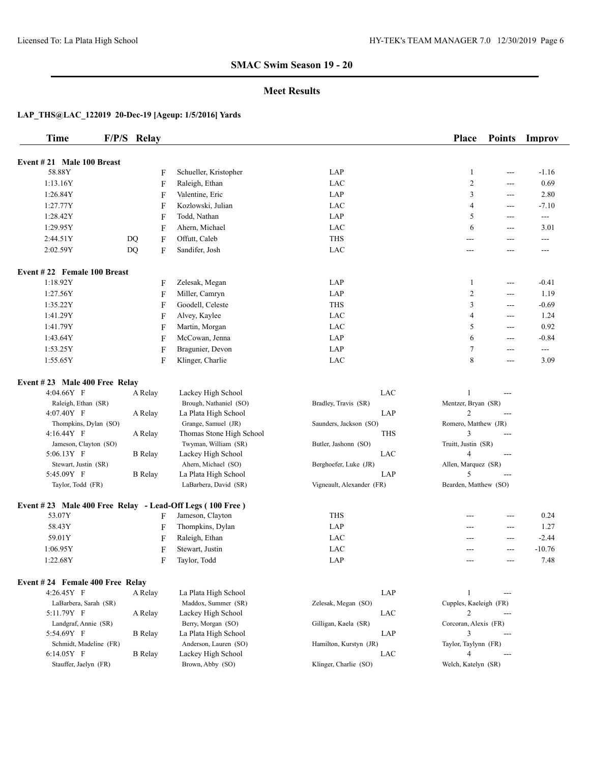## SMAC Swim Season 19 - 20

### Meet Results

**LAP_THS@LAC_122019 20-Dec-19 [Ageup: 1/5/2016] Yards**

| Time | F/P/S | Relay | | | Place | Points | Improv |
|---|---|---|---|---|---|---|---|

**Event # 21 Male 100 Breast**

| Time | F/P/S | | Name | Team | Place | Points | Improv |
|---|---|---|---|---|---|---|---|
| 58.88Y | | F | Schueller, Kristopher | LAP | 1 | --- | -1.16 |
| 1:13.16Y | | F | Raleigh, Ethan | LAC | 2 | --- | 0.69 |
| 1:26.84Y | | F | Valentine, Eric | LAP | 3 | --- | 2.80 |
| 1:27.77Y | | F | Kozlowski, Julian | LAC | 4 | --- | -7.10 |
| 1:28.42Y | | F | Todd, Nathan | LAP | 5 | --- | --- |
| 1:29.95Y | | F | Ahern, Michael | LAC | 6 | --- | 3.01 |
| 2:44.51Y | DQ | F | Offutt, Caleb | THS | --- | --- | --- |
| 2:02.59Y | DQ | F | Sandifer, Josh | LAC | --- | --- | --- |

**Event # 22 Female 100 Breast**

| Time | F/P/S | | Name | Team | Place | Points | Improv |
|---|---|---|---|---|---|---|---|
| 1:18.92Y | | F | Zelesak, Megan | LAP | 1 | --- | -0.41 |
| 1:27.56Y | | F | Miller, Camryn | LAP | 2 | --- | 1.19 |
| 1:35.22Y | | F | Goodell, Celeste | THS | 3 | --- | -0.69 |
| 1:41.29Y | | F | Alvey, Kaylee | LAC | 4 | --- | 1.24 |
| 1:41.79Y | | F | Martin, Morgan | LAC | 5 | --- | 0.92 |
| 1:43.64Y | | F | McCowan, Jenna | LAP | 6 | --- | -0.84 |
| 1:53.25Y | | F | Bragunier, Devon | LAP | 7 | --- | --- |
| 1:55.65Y | | F | Klinger, Charlie | LAC | 8 | --- | 3.09 |

**Event # 23 Male 400 Free Relay**

| Time | Relay | Team | | Code | Place | Points |
|---|---|---|---|---|---|---|
| 4:04.66Y F | A Relay | Lackey High School | | LAC | 1 | --- |
| Raleigh, Ethan (SR) | | Brough, Nathaniel (SO) | Bradley, Travis (SR) | | Mentzer, Bryan (SR) | |
| 4:07.40Y F | A Relay | La Plata High School | | LAP | 2 | --- |
| Thompkins, Dylan (SO) | | Grange, Samuel (JR) | Saunders, Jackson (SO) | | Romero, Matthew (JR) | |
| 4:16.44Y F | A Relay | Thomas Stone High School | | THS | 3 | --- |
| Jameson, Clayton (SO) | | Twyman, William (SR) | Butler, Jashonn (SO) | | Truitt, Justin (SR) | |
| 5:06.13Y F | B Relay | Lackey High School | | LAC | 4 | --- |
| Stewart, Justin (SR) | | Ahern, Michael (SO) | Berghoefer, Luke (JR) | | Allen, Marquez (SR) | |
| 5:45.09Y F | B Relay | La Plata High School | | LAP | 5 | --- |
| Taylor, Todd (FR) | | LaBarbera, David (SR) | Vigneault, Alexander (FR) | | Bearden, Matthew (SO) | |

**Event # 23 Male 400 Free Relay - Lead-Off Legs ( 100 Free )**

| Time | | Name | Team | Place | Points | Improv |
|---|---|---|---|---|---|---|
| 53.07Y | F | Jameson, Clayton | THS | --- | --- | 0.24 |
| 58.43Y | F | Thompkins, Dylan | LAP | --- | --- | 1.27 |
| 59.01Y | F | Raleigh, Ethan | LAC | --- | --- | -2.44 |
| 1:06.95Y | F | Stewart, Justin | LAC | --- | --- | -10.76 |
| 1:22.68Y | F | Taylor, Todd | LAP | --- | --- | 7.48 |

**Event # 24 Female 400 Free Relay**

| Time | Relay | Team | | Code | Place | Points |
|---|---|---|---|---|---|---|
| 4:26.45Y F | A Relay | La Plata High School | | LAP | 1 | --- |
| LaBarbera, Sarah (SR) | | Maddox, Summer (SR) | Zelesak, Megan (SO) | | Cupples, Kaeleigh (FR) | |
| 5:11.79Y F | A Relay | Lackey High School | | LAC | 2 | --- |
| Landgraf, Annie (SR) | | Berry, Morgan (SO) | Gilligan, Kaela (SR) | | Corcoran, Alexis (FR) | |
| 5:54.69Y F | B Relay | La Plata High School | | LAP | 3 | --- |
| Schmidt, Madeline (FR) | | Anderson, Lauren (SO) | Hamilton, Kurstyn (JR) | | Taylor, Taylynn (FR) | |
| 6:14.05Y F | B Relay | Lackey High School | | LAC | 4 | --- |
| Stauffer, Jaelyn (FR) | | Brown, Abby (SO) | Klinger, Charlie (SO) | | Welch, Katelyn (SR) | |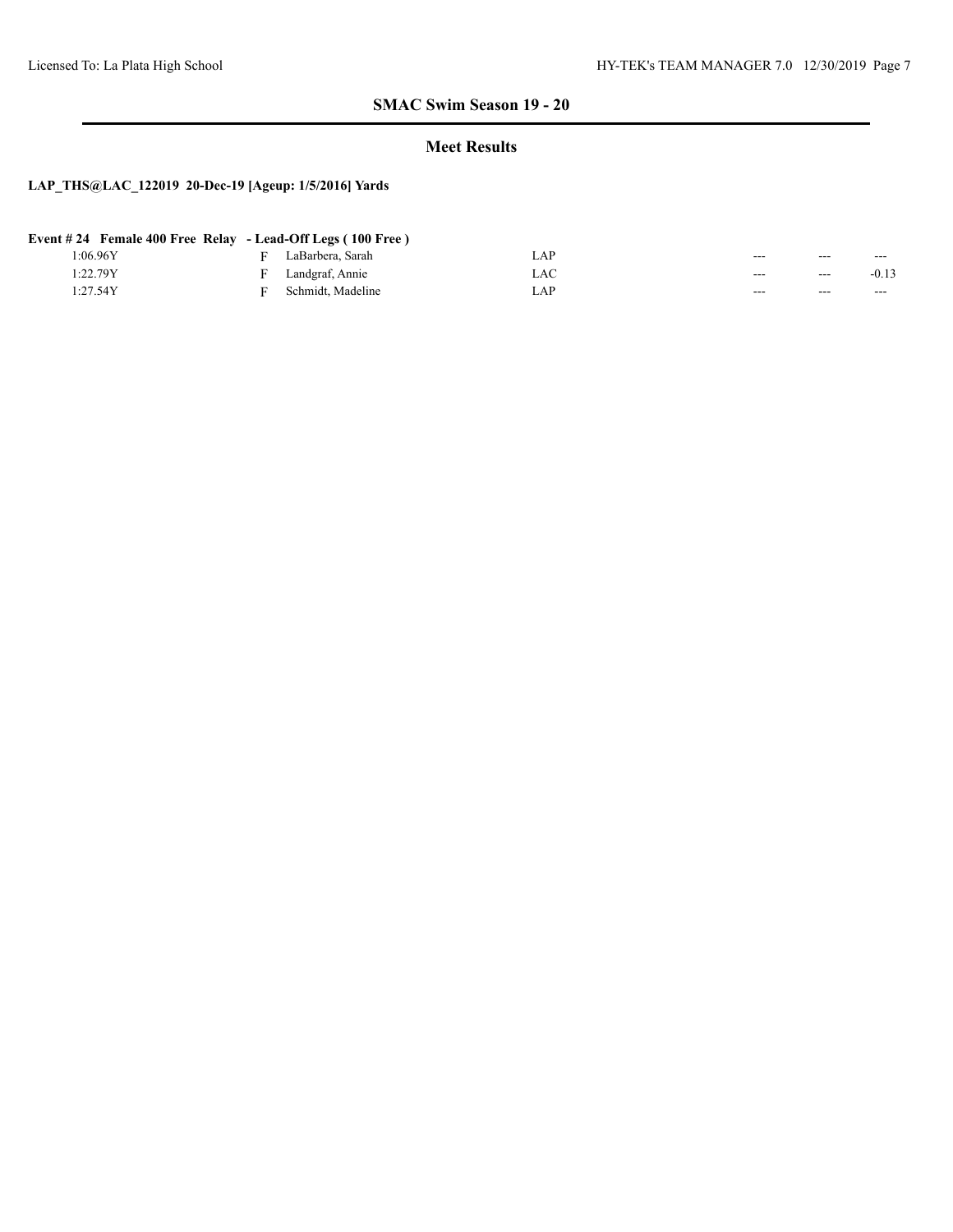## SMAC Swim Season 19 - 20

### Meet Results

**LAP_THS@LAC_122019 20-Dec-19 [Ageup: 1/5/2016] Yards**

**Event # 24 Female 400 Free Relay - Lead-Off Legs ( 100 Free )**

| | | | | | | |
|---|---|---|---|---|---|---|
| 1:06.96Y | F | LaBarbera, Sarah | LAP | --- | --- | --- |
| 1:22.79Y | F | Landgraf, Annie | LAC | --- | --- | -0.13 |
| 1:27.54Y | F | Schmidt, Madeline | LAP | --- | --- | --- |